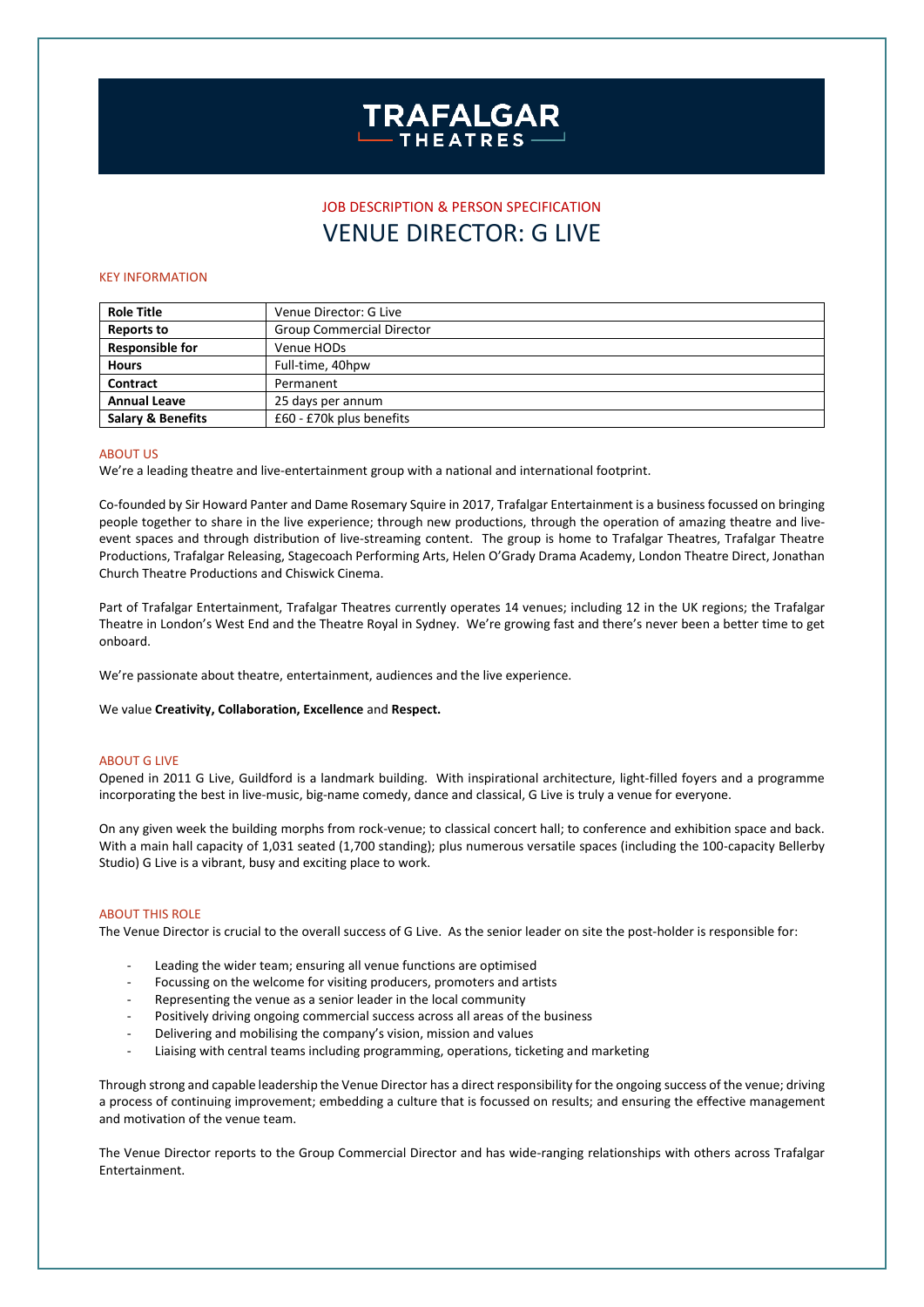# TRAFALGAR THEATRES

## JOB DESCRIPTION & PERSON SPECIFICATION

# VENUE DIRECTOR: G LIVE

### KEY INFORMATION

| | |
|---|---|
| **Role Title** | Venue Director: G Live |
| **Reports to** | Group Commercial Director |
| **Responsible for** | Venue HODs |
| **Hours** | Full-time, 40hpw |
| **Contract** | Permanent |
| **Annual Leave** | 25 days per annum |
| **Salary & Benefits** | £60 - £70k plus benefits |

### ABOUT US

We're a leading theatre and live-entertainment group with a national and international footprint.

Co-founded by Sir Howard Panter and Dame Rosemary Squire in 2017, Trafalgar Entertainment is a business focussed on bringing people together to share in the live experience; through new productions, through the operation of amazing theatre and live-event spaces and through distribution of live-streaming content. The group is home to Trafalgar Theatres, Trafalgar Theatre Productions, Trafalgar Releasing, Stagecoach Performing Arts, Helen O'Grady Drama Academy, London Theatre Direct, Jonathan Church Theatre Productions and Chiswick Cinema.

Part of Trafalgar Entertainment, Trafalgar Theatres currently operates 14 venues; including 12 in the UK regions; the Trafalgar Theatre in London's West End and the Theatre Royal in Sydney. We're growing fast and there's never been a better time to get onboard.

We're passionate about theatre, entertainment, audiences and the live experience.

We value **Creativity, Collaboration, Excellence** and **Respect.**

### ABOUT G LIVE

Opened in 2011 G Live, Guildford is a landmark building. With inspirational architecture, light-filled foyers and a programme incorporating the best in live-music, big-name comedy, dance and classical, G Live is truly a venue for everyone.

On any given week the building morphs from rock-venue; to classical concert hall; to conference and exhibition space and back. With a main hall capacity of 1,031 seated (1,700 standing); plus numerous versatile spaces (including the 100-capacity Bellerby Studio) G Live is a vibrant, busy and exciting place to work.

### ABOUT THIS ROLE

The Venue Director is crucial to the overall success of G Live. As the senior leader on site the post-holder is responsible for:

- Leading the wider team; ensuring all venue functions are optimised
- Focussing on the welcome for visiting producers, promoters and artists
- Representing the venue as a senior leader in the local community
- Positively driving ongoing commercial success across all areas of the business
- Delivering and mobilising the company's vision, mission and values
- Liaising with central teams including programming, operations, ticketing and marketing

Through strong and capable leadership the Venue Director has a direct responsibility for the ongoing success of the venue; driving a process of continuing improvement; embedding a culture that is focussed on results; and ensuring the effective management and motivation of the venue team.

The Venue Director reports to the Group Commercial Director and has wide-ranging relationships with others across Trafalgar Entertainment.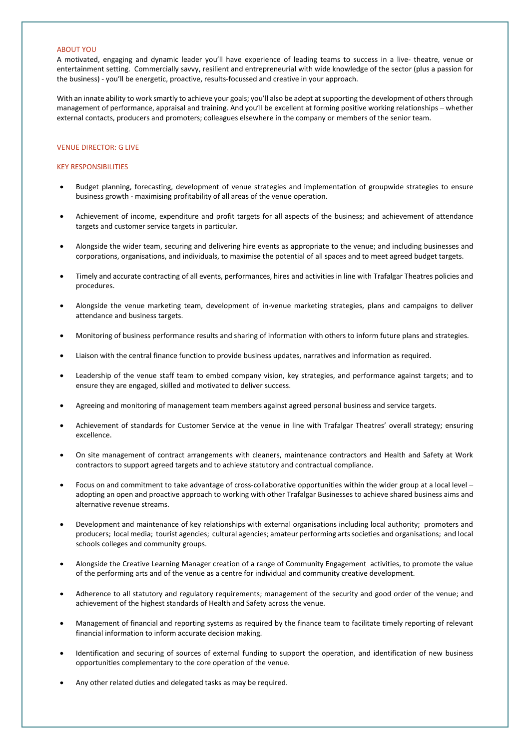## ABOUT YOU

A motivated, engaging and dynamic leader you'll have experience of leading teams to success in a live- theatre, venue or entertainment setting. Commercially savvy, resilient and entrepreneurial with wide knowledge of the sector (plus a passion for the business) - you'll be energetic, proactive, results-focussed and creative in your approach.

With an innate ability to work smartly to achieve your goals; you'll also be adept at supporting the development of others through management of performance, appraisal and training. And you'll be excellent at forming positive working relationships – whether external contacts, producers and promoters; colleagues elsewhere in the company or members of the senior team.

## VENUE DIRECTOR: G LIVE

### KEY RESPONSIBILITIES

- Budget planning, forecasting, development of venue strategies and implementation of groupwide strategies to ensure business growth - maximising profitability of all areas of the venue operation.
- Achievement of income, expenditure and profit targets for all aspects of the business; and achievement of attendance targets and customer service targets in particular.
- Alongside the wider team, securing and delivering hire events as appropriate to the venue; and including businesses and corporations, organisations, and individuals, to maximise the potential of all spaces and to meet agreed budget targets.
- Timely and accurate contracting of all events, performances, hires and activities in line with Trafalgar Theatres policies and procedures.
- Alongside the venue marketing team, development of in-venue marketing strategies, plans and campaigns to deliver attendance and business targets.
- Monitoring of business performance results and sharing of information with others to inform future plans and strategies.
- Liaison with the central finance function to provide business updates, narratives and information as required.
- Leadership of the venue staff team to embed company vision, key strategies, and performance against targets; and to ensure they are engaged, skilled and motivated to deliver success.
- Agreeing and monitoring of management team members against agreed personal business and service targets.
- Achievement of standards for Customer Service at the venue in line with Trafalgar Theatres' overall strategy; ensuring excellence.
- On site management of contract arrangements with cleaners, maintenance contractors and Health and Safety at Work contractors to support agreed targets and to achieve statutory and contractual compliance.
- Focus on and commitment to take advantage of cross-collaborative opportunities within the wider group at a local level – adopting an open and proactive approach to working with other Trafalgar Businesses to achieve shared business aims and alternative revenue streams.
- Development and maintenance of key relationships with external organisations including local authority; promoters and producers; local media; tourist agencies; cultural agencies; amateur performing arts societies and organisations; and local schools colleges and community groups.
- Alongside the Creative Learning Manager creation of a range of Community Engagement activities, to promote the value of the performing arts and of the venue as a centre for individual and community creative development.
- Adherence to all statutory and regulatory requirements; management of the security and good order of the venue; and achievement of the highest standards of Health and Safety across the venue.
- Management of financial and reporting systems as required by the finance team to facilitate timely reporting of relevant financial information to inform accurate decision making.
- Identification and securing of sources of external funding to support the operation, and identification of new business opportunities complementary to the core operation of the venue.
- Any other related duties and delegated tasks as may be required.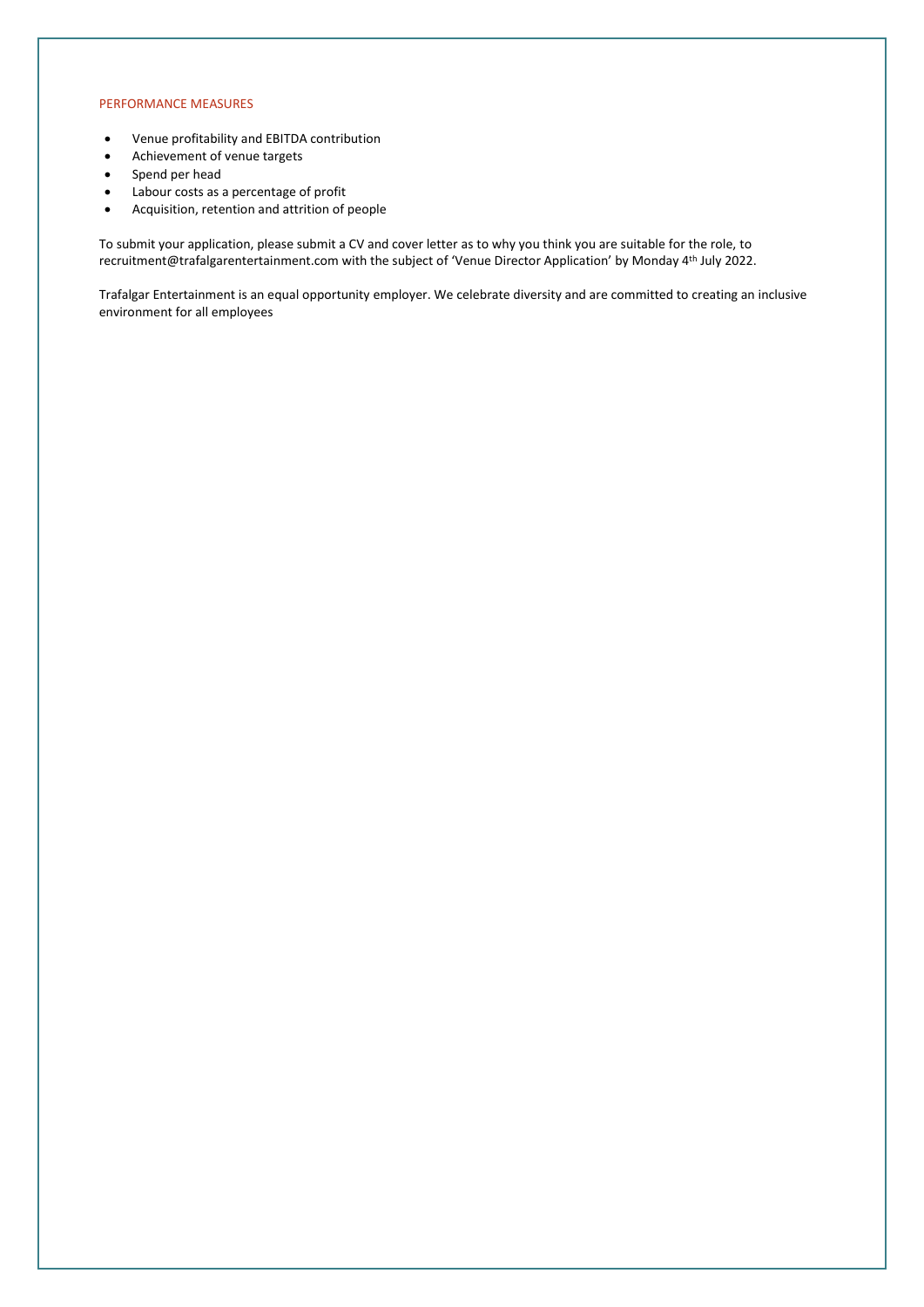## PERFORMANCE MEASURES

- Venue profitability and EBITDA contribution
- Achievement of venue targets
- Spend per head
- Labour costs as a percentage of profit
- Acquisition, retention and attrition of people

To submit your application, please submit a CV and cover letter as to why you think you are suitable for the role, to recruitment@trafalgarentertainment.com with the subject of 'Venue Director Application' by Monday 4th July 2022.

Trafalgar Entertainment is an equal opportunity employer. We celebrate diversity and are committed to creating an inclusive environment for all employees